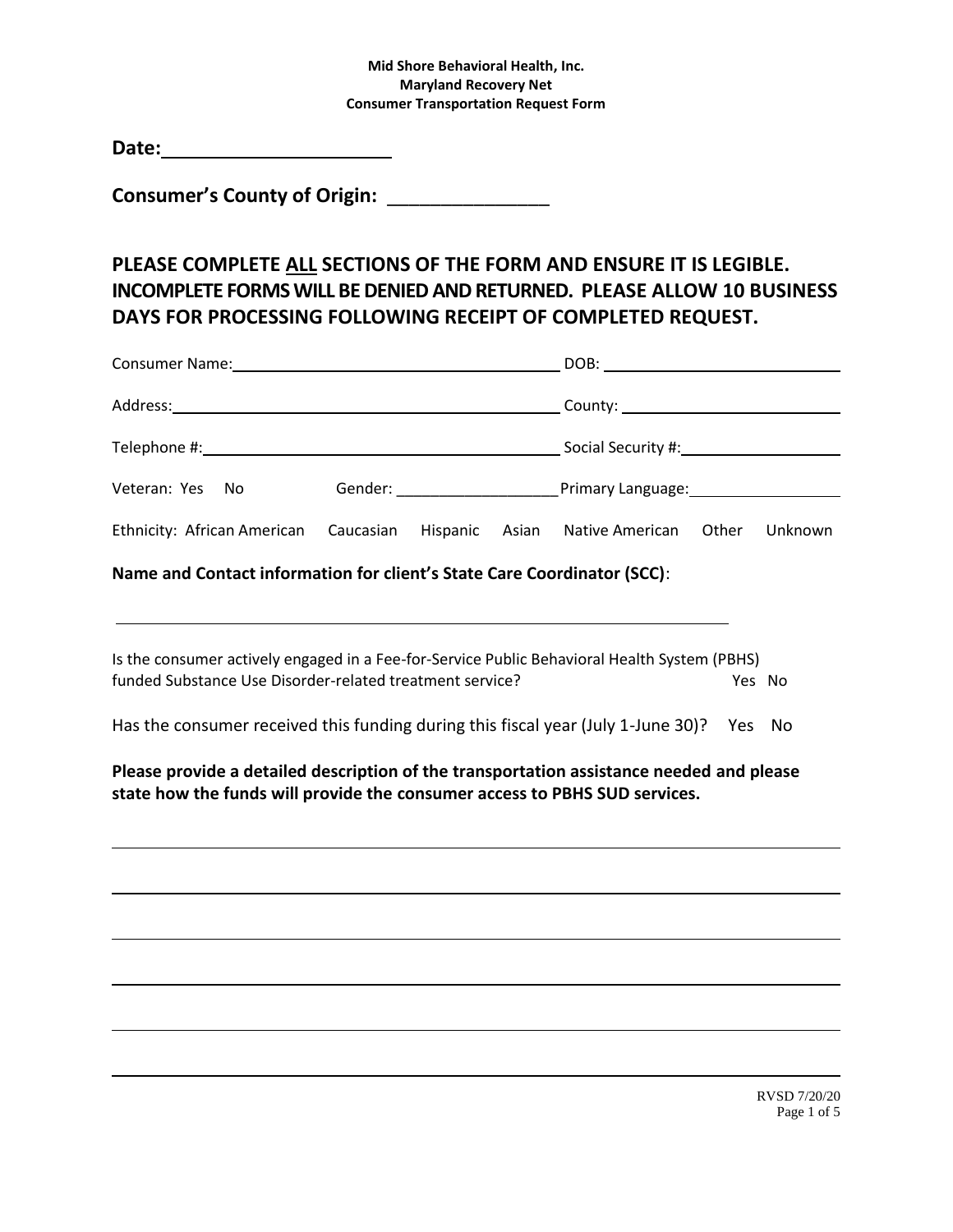**Mid Shore Behavioral Health, Inc.**
**Maryland Recovery Net**
**Consumer Transportation Request Form**

**Date:**\_\_\_\_\_\_\_\_\_\_\_\_\_\_\_\_\_\_\_\_\_\_

**Consumer's County of Origin:** \_\_\_\_\_\_\_\_\_\_\_\_\_\_\_

## PLEASE COMPLETE ALL SECTIONS OF THE FORM AND ENSURE IT IS LEGIBLE. INCOMPLETE FORMS WILL BE DENIED AND RETURNED. PLEASE ALLOW 10 BUSINESS DAYS FOR PROCESSING FOLLOWING RECEIPT OF COMPLETED REQUEST.

Consumer Name:\_\_\_\_\_\_\_\_\_\_\_\_\_\_\_\_\_\_\_\_\_\_\_\_\_\_\_\_\_\_\_\_\_\_\_\_\_\_ DOB: \_\_\_\_\_\_\_\_\_\_\_\_\_\_\_\_\_\_\_\_\_\_\_\_\_\_\_

Address:\_\_\_\_\_\_\_\_\_\_\_\_\_\_\_\_\_\_\_\_\_\_\_\_\_\_\_\_\_\_\_\_\_\_\_\_\_\_\_\_\_\_\_\_\_ County: \_\_\_\_\_\_\_\_\_\_\_\_\_\_\_\_\_\_\_\_\_\_\_\_\_\_

Telephone #:\_\_\_\_\_\_\_\_\_\_\_\_\_\_\_\_\_\_\_\_\_\_\_\_\_\_\_\_\_\_\_\_\_\_\_\_\_\_\_\_\_ Social Security #:\_\_\_\_\_\_\_\_\_\_\_\_\_\_\_\_\_\_\_\_

Veteran: Yes No Gender: \_\_\_\_\_\_\_\_\_\_\_\_\_\_\_\_\_\_\_ Primary Language:\_\_\_\_\_\_\_\_\_\_\_\_\_\_\_\_\_\_

Ethnicity: African American Caucasian Hispanic Asian Native American Other Unknown

**Name and Contact information for client's State Care Coordinator (SCC)**:

\_\_\_\_\_\_\_\_\_\_\_\_\_\_\_\_\_\_\_\_\_\_\_\_\_\_\_\_\_\_\_\_\_\_\_\_\_\_\_\_\_\_\_\_\_\_\_\_\_\_\_\_\_\_\_\_\_\_\_\_\_\_\_\_\_\_\_\_\_\_\_\_

Is the consumer actively engaged in a Fee-for-Service Public Behavioral Health System (PBHS) funded Substance Use Disorder-related treatment service? Yes No

Has the consumer received this funding during this fiscal year (July 1-June 30)? Yes No

**Please provide a detailed description of the transportation assistance needed and please state how the funds will provide the consumer access to PBHS SUD services.**

\_\_\_\_\_\_\_\_\_\_\_\_\_\_\_\_\_\_\_\_\_\_\_\_\_\_\_\_\_\_\_\_\_\_\_\_\_\_\_\_\_\_\_\_\_\_\_\_\_\_\_\_\_\_\_\_\_\_\_\_\_\_\_\_\_\_\_\_\_\_\_\_\_\_\_\_\_\_\_\_

\_\_\_\_\_\_\_\_\_\_\_\_\_\_\_\_\_\_\_\_\_\_\_\_\_\_\_\_\_\_\_\_\_\_\_\_\_\_\_\_\_\_\_\_\_\_\_\_\_\_\_\_\_\_\_\_\_\_\_\_\_\_\_\_\_\_\_\_\_\_\_\_\_\_\_\_\_\_\_\_

\_\_\_\_\_\_\_\_\_\_\_\_\_\_\_\_\_\_\_\_\_\_\_\_\_\_\_\_\_\_\_\_\_\_\_\_\_\_\_\_\_\_\_\_\_\_\_\_\_\_\_\_\_\_\_\_\_\_\_\_\_\_\_\_\_\_\_\_\_\_\_\_\_\_\_\_\_\_\_\_

\_\_\_\_\_\_\_\_\_\_\_\_\_\_\_\_\_\_\_\_\_\_\_\_\_\_\_\_\_\_\_\_\_\_\_\_\_\_\_\_\_\_\_\_\_\_\_\_\_\_\_\_\_\_\_\_\_\_\_\_\_\_\_\_\_\_\_\_\_\_\_\_\_\_\_\_\_\_\_\_

\_\_\_\_\_\_\_\_\_\_\_\_\_\_\_\_\_\_\_\_\_\_\_\_\_\_\_\_\_\_\_\_\_\_\_\_\_\_\_\_\_\_\_\_\_\_\_\_\_\_\_\_\_\_\_\_\_\_\_\_\_\_\_\_\_\_\_\_\_\_\_\_\_\_\_\_\_\_\_\_

\_\_\_\_\_\_\_\_\_\_\_\_\_\_\_\_\_\_\_\_\_\_\_\_\_\_\_\_\_\_\_\_\_\_\_\_\_\_\_\_\_\_\_\_\_\_\_\_\_\_\_\_\_\_\_\_\_\_\_\_\_\_\_\_\_\_\_\_\_\_\_\_\_\_\_\_\_\_\_\_

RVSD 7/20/20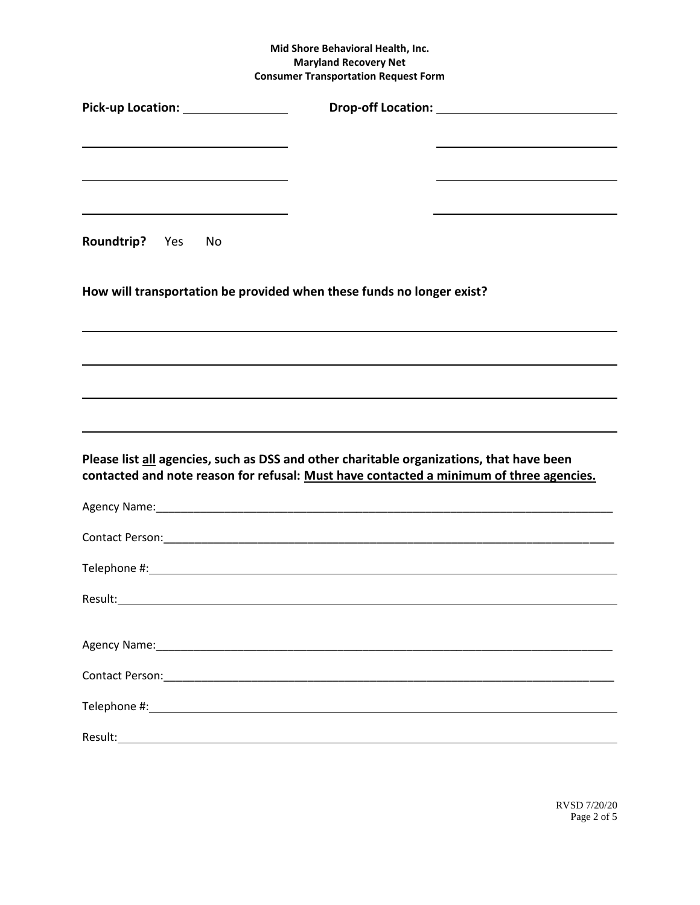**Mid Shore Behavioral Health, Inc.**
**Maryland Recovery Net**
**Consumer Transportation Request Form**

**Pick-up Location:** ________________ **Drop-off Location:** ____________________________

________________________________ ____________________________

________________________________ ____________________________

________________________________ ____________________________

**Roundtrip?** Yes No

**How will transportation be provided when these funds no longer exist?**

______________________________________________________________________________

______________________________________________________________________________

______________________________________________________________________________

______________________________________________________________________________

**Please list <u>all</u> agencies, such as DSS and other charitable organizations, that have been contacted and note reason for refusal: <u>Must have contacted a minimum of three agencies.</u>**

Agency Name:___________________________________________________________________

Contact Person:_________________________________________________________________

Telephone #:____________________________________________________________________

Result:_________________________________________________________________________

Agency Name:___________________________________________________________________

Contact Person:_________________________________________________________________

Telephone #:____________________________________________________________________

Result:_________________________________________________________________________

RVSD 7/20/20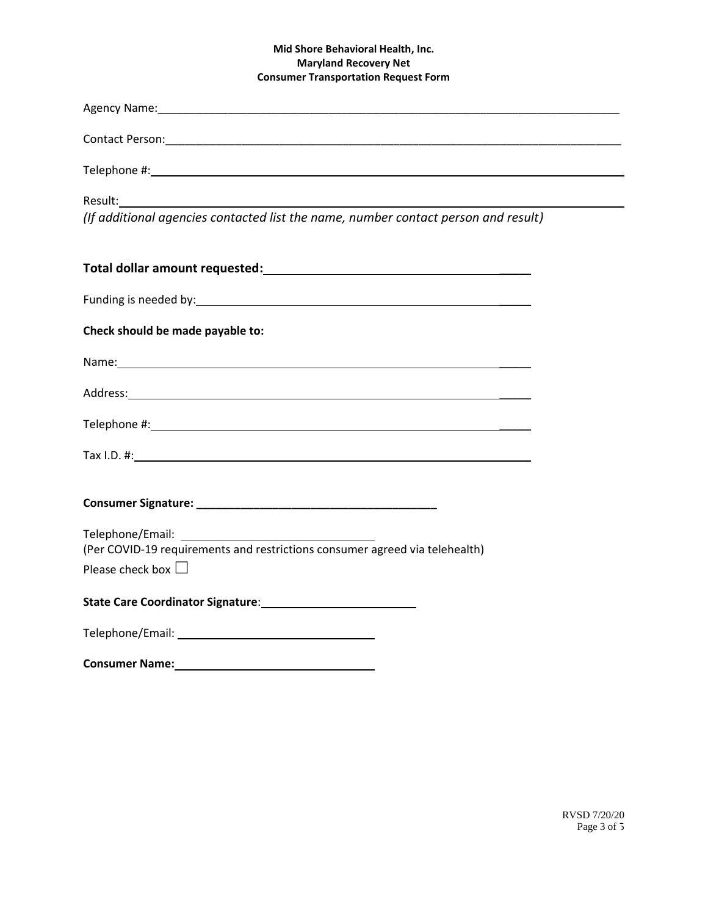**Mid Shore Behavioral Health, Inc.**
**Maryland Recovery Net**
**Consumer Transportation Request Form**

Agency Name:_______________________________________________________________

Contact Person:_____________________________________________________________

Telephone #:_______________________________________________________________

Result:____________________________________________________________________

*(If additional agencies contacted list the name, number contact person and result)*

**Total dollar amount requested:**____________________________________

Funding is needed by:_______________________________________________

**Check should be made payable to:**

Name:_____________________________________________________________

Address:___________________________________________________________

Telephone #:_______________________________________________________

Tax I.D. #:_________________________________________________________

**Consumer Signature: ______________________________________**

Telephone/Email: ______________________________

(Per COVID-19 requirements and restrictions consumer agreed via telehealth)

Please check box ☐

**State Care Coordinator Signature**:________________________

Telephone/Email: ______________________________

**Consumer Name:**______________________________

RVSD 7/20/20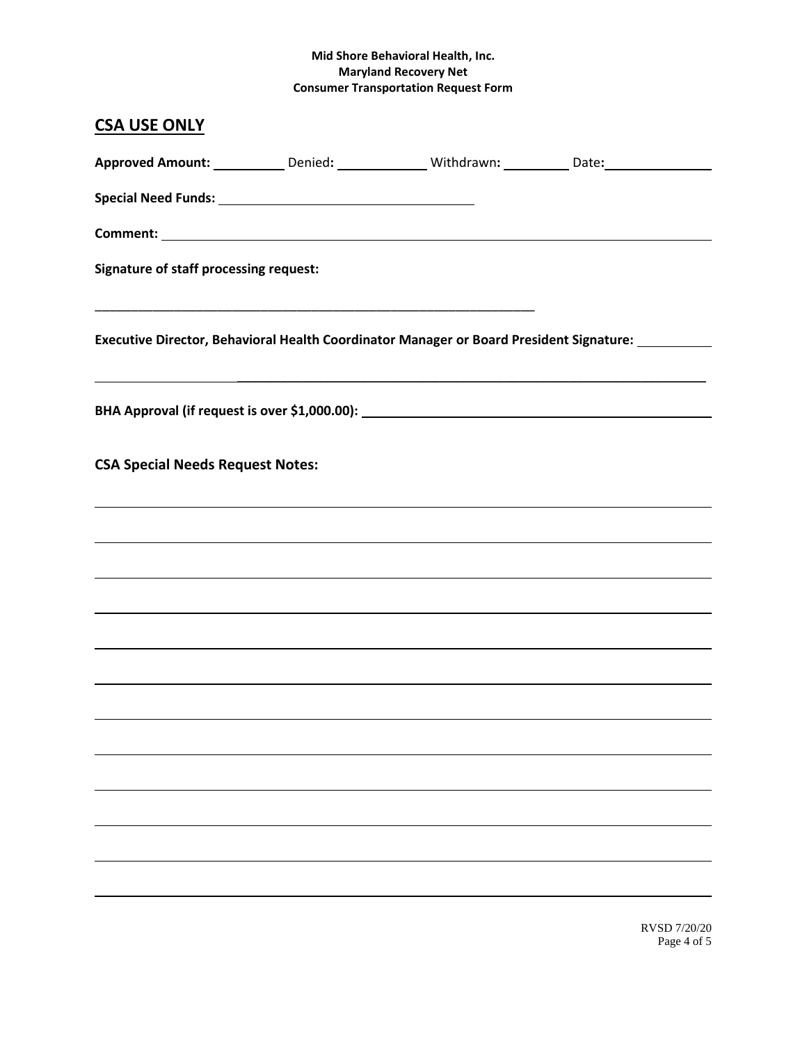**Mid Shore Behavioral Health, Inc.**
**Maryland Recovery Net**
**Consumer Transportation Request Form**

## CSA USE ONLY

**Approved Amount:** __________ Denied**:** ____________ Withdrawn**:** _________ Date**:**_______________

**Special Need Funds:** ___________________________________

**Comment:** ______________________________________________________________________________

**Signature of staff processing request:**

_________________________________________________________________

**Executive Director, Behavioral Health Coordinator Manager or Board President Signature:** __________

______________________________________________________________________________________

**BHA Approval (if request is over $1,000.00):** _____________________________________________

**CSA Special Needs Request Notes:**

______________________________________________________________________________________

______________________________________________________________________________________

______________________________________________________________________________________

______________________________________________________________________________________

______________________________________________________________________________________

______________________________________________________________________________________

______________________________________________________________________________________

______________________________________________________________________________________

______________________________________________________________________________________

______________________________________________________________________________________

______________________________________________________________________________________

______________________________________________________________________________________

RVSD 7/20/20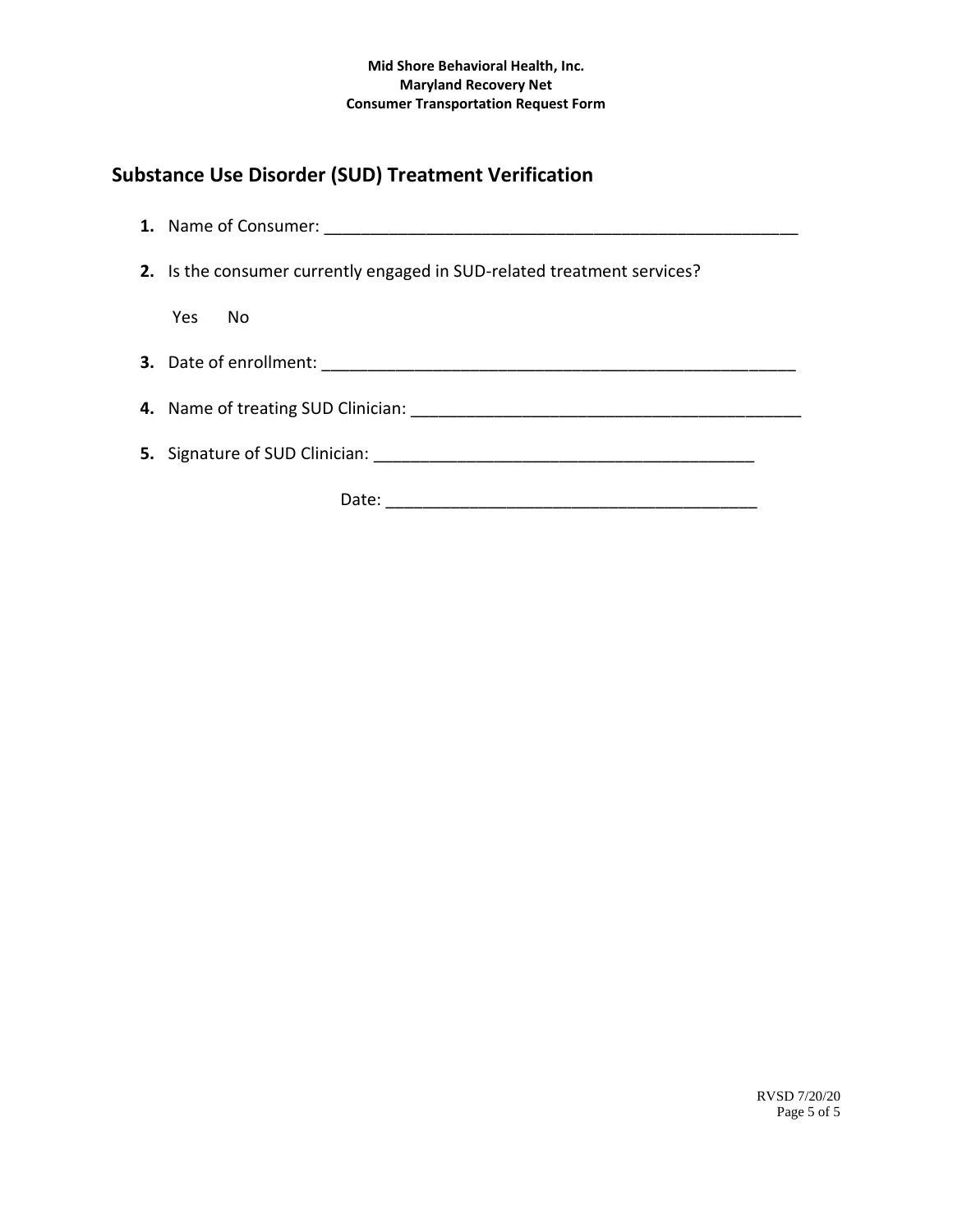**Mid Shore Behavioral Health, Inc.**
**Maryland Recovery Net**
**Consumer Transportation Request Form**

## Substance Use Disorder (SUD) Treatment Verification

1. Name of Consumer: ____________________________________________________

2. Is the consumer currently engaged in SUD-related treatment services?

   Yes No

3. Date of enrollment: ____________________________________________________

4. Name of treating SUD Clinician: ____________________________________________

5. Signature of SUD Clinician: _________________________________________

   Date: _________________________________________

RVSD 7/20/20